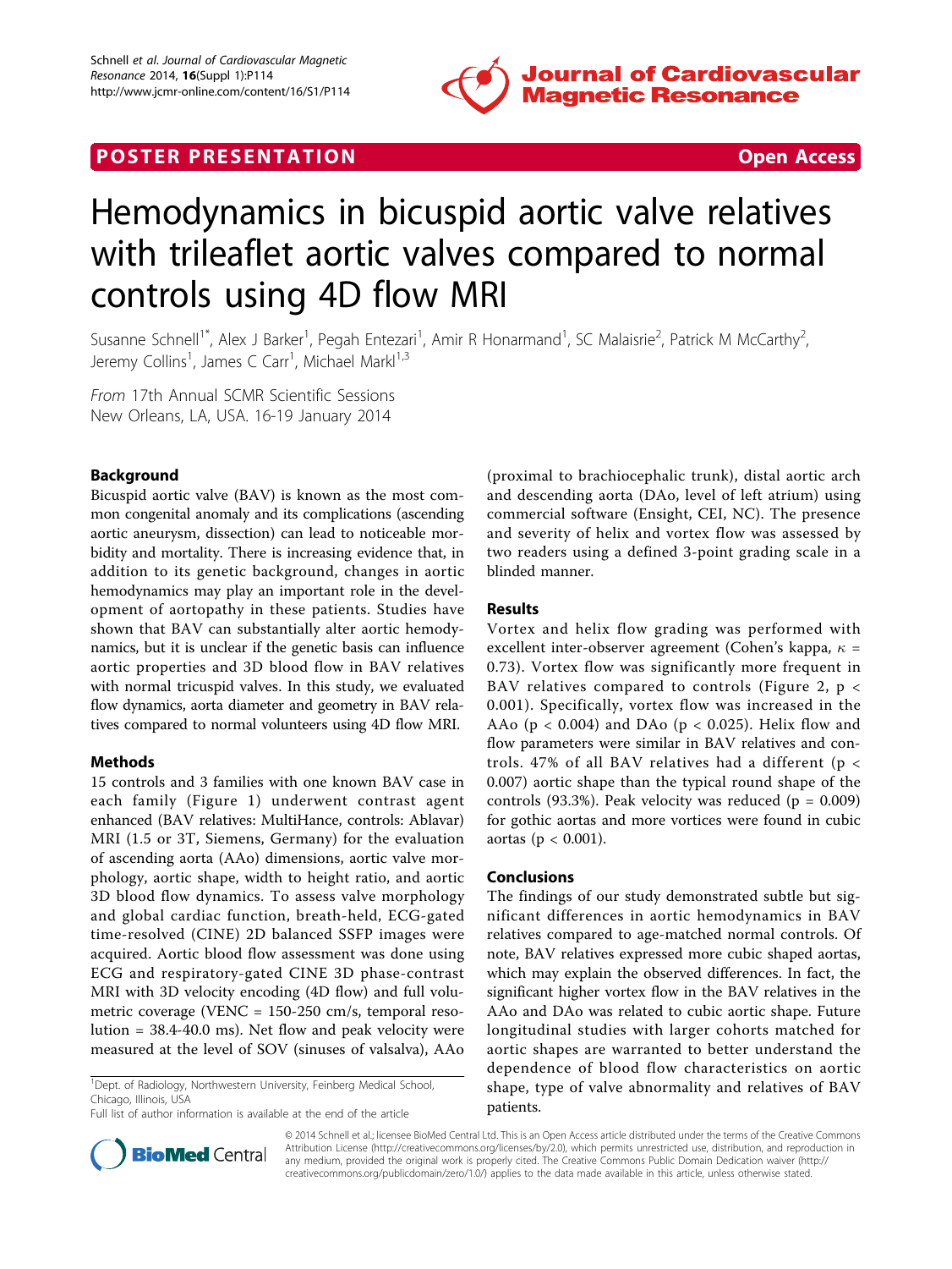POSTER PRESENTATION Open Access

# Hemodynamics in bicuspid aortic valve relatives with trileaflet aortic valves compared to normal controls using 4D flow MRI

Susanne Schnell[1*], Alex J Barker[1], Pegah Entezari[1], Amir R Honarmand[1], SC Malaisrie[2], Patrick M McCarthy[2], Jeremy Collins[1], James C Carr[1], Michael Markl[1,3]

*From* 17th Annual SCMR Scientific Sessions
New Orleans, LA, USA. 16-19 January 2014

## Background

Bicuspid aortic valve (BAV) is known as the most common congenital anomaly and its complications (ascending aortic aneurysm, dissection) can lead to noticeable morbidity and mortality. There is increasing evidence that, in addition to its genetic background, changes in aortic hemodynamics may play an important role in the development of aortopathy in these patients. Studies have shown that BAV can substantially alter aortic hemodynamics, but it is unclear if the genetic basis can influence aortic properties and 3D blood flow in BAV relatives with normal tricuspid valves. In this study, we evaluated flow dynamics, aorta diameter and geometry in BAV relatives compared to normal volunteers using 4D flow MRI.

## Methods

15 controls and 3 families with one known BAV case in each family (Figure 1) underwent contrast agent enhanced (BAV relatives: MultiHance, controls: Ablavar) MRI (1.5 or 3T, Siemens, Germany) for the evaluation of ascending aorta (AAo) dimensions, aortic valve morphology, aortic shape, width to height ratio, and aortic 3D blood flow dynamics. To assess valve morphology and global cardiac function, breath-held, ECG-gated time-resolved (CINE) 2D balanced SSFP images were acquired. Aortic blood flow assessment was done using ECG and respiratory-gated CINE 3D phase-contrast MRI with 3D velocity encoding (4D flow) and full volumetric coverage (VENC = 150-250 cm/s, temporal resolution = 38.4-40.0 ms). Net flow and peak velocity were measured at the level of SOV (sinuses of valsalva), AAo (proximal to brachiocephalic trunk), distal aortic arch and descending aorta (DAo, level of left atrium) using commercial software (Ensight, CEI, NC). The presence and severity of helix and vortex flow was assessed by two readers using a defined 3-point grading scale in a blinded manner.

## Results

Vortex and helix flow grading was performed with excellent inter-observer agreement (Cohen's kappa, $\kappa$ = 0.73). Vortex flow was significantly more frequent in BAV relatives compared to controls (Figure 2, $p < 0.001$). Specifically, vortex flow was increased in the AAo ($p < 0.004$) and DAo ($p < 0.025$). Helix flow and flow parameters were similar in BAV relatives and controls. 47% of all BAV relatives had a different ($p < 0.007$) aortic shape than the typical round shape of the controls (93.3%). Peak velocity was reduced ($p = 0.009$) for gothic aortas and more vortices were found in cubic aortas ($p < 0.001$).

## Conclusions

The findings of our study demonstrated subtle but significant differences in aortic hemodynamics in BAV relatives compared to age-matched normal controls. Of note, BAV relatives expressed more cubic shaped aortas, which may explain the observed differences. In fact, the significant higher vortex flow in the BAV relatives in the AAo and DAo was related to cubic aortic shape. Future longitudinal studies with larger cohorts matched for aortic shapes are warranted to better understand the dependence of blood flow characteristics on aortic shape, type of valve abnormality and relatives of BAV patients.

[1]Dept. of Radiology, Northwestern University, Feinberg Medical School, Chicago, Illinois, USA
Full list of author information is available at the end of the article

© 2014 Schnell et al.; licensee BioMed Central Ltd. This is an Open Access article distributed under the terms of the Creative Commons Attribution License (http://creativecommons.org/licenses/by/2.0), which permits unrestricted use, distribution, and reproduction in any medium, provided the original work is properly cited. The Creative Commons Public Domain Dedication waiver (http://creativecommons.org/publicdomain/zero/1.0/) applies to the data made available in this article, unless otherwise stated.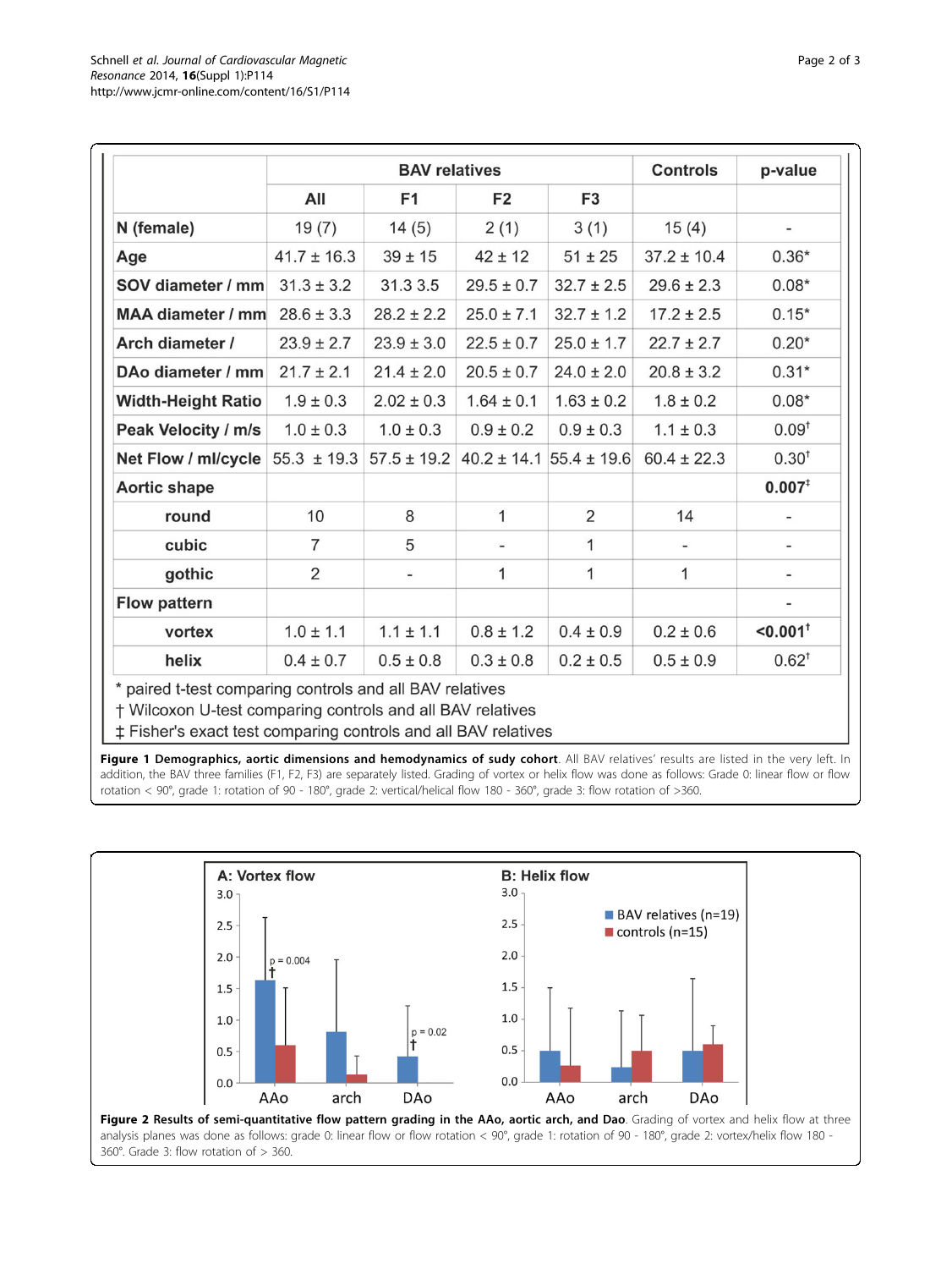|  | BAV relatives |  |  |  | Controls | p-value |
|---|---|---|---|---|---|---|
|  | All | F1 | F2 | F3 |  |  |
| N (female) | 19 (7) | 14 (5) | 2 (1) | 3 (1) | 15 (4) | - |
| Age | 41.7 ± 16.3 | 39 ± 15 | 42 ± 12 | 51 ± 25 | 37.2 ± 10.4 | 0.36* |
| SOV diameter / mm | 31.3 ± 3.2 | 31.3 3.5 | 29.5 ± 0.7 | 32.7 ± 2.5 | 29.6 ± 2.3 | 0.08* |
| MAA diameter / mm | 28.6 ± 3.3 | 28.2 ± 2.2 | 25.0 ± 7.1 | 32.7 ± 1.2 | 17.2 ± 2.5 | 0.15* |
| Arch diameter / | 23.9 ± 2.7 | 23.9 ± 3.0 | 22.5 ± 0.7 | 25.0 ± 1.7 | 22.7 ± 2.7 | 0.20* |
| DAo diameter / mm | 21.7 ± 2.1 | 21.4 ± 2.0 | 20.5 ± 0.7 | 24.0 ± 2.0 | 20.8 ± 3.2 | 0.31* |
| Width-Height Ratio | 1.9 ± 0.3 | 2.02 ± 0.3 | 1.64 ± 0.1 | 1.63 ± 0.2 | 1.8 ± 0.2 | 0.08* |
| Peak Velocity / m/s | 1.0 ± 0.3 | 1.0 ± 0.3 | 0.9 ± 0.2 | 0.9 ± 0.3 | 1.1 ± 0.3 | 0.09† |
| Net Flow / ml/cycle | 55.3 ± 19.3 | 57.5 ± 19.2 | 40.2 ± 14.1 | 55.4 ± 19.6 | 60.4 ± 22.3 | 0.30† |
| Aortic shape |  |  |  |  |  | **0.007‡** |
| round | 10 | 8 | 1 | 2 | 14 | - |
| cubic | 7 | 5 | - | 1 | - | - |
| gothic | 2 | - | 1 | 1 | 1 | - |
| Flow pattern |  |  |  |  |  | - |
| vortex | 1.0 ± 1.1 | 1.1 ± 1.1 | 0.8 ± 1.2 | 0.4 ± 0.9 | 0.2 ± 0.6 | **<0.001†** |
| helix | 0.4 ± 0.7 | 0.5 ± 0.8 | 0.3 ± 0.8 | 0.2 ± 0.5 | 0.5 ± 0.9 | 0.62† |

\* paired t-test comparing controls and all BAV relatives
† Wilcoxon U-test comparing controls and all BAV relatives
‡ Fisher's exact test comparing controls and all BAV relatives

**Figure 1 Demographics, aortic dimensions and hemodynamics of sudy cohort**. All BAV relatives' results are listed in the very left. In addition, the BAV three families (F1, F2, F3) are separately listed. Grading of vortex or helix flow was done as follows: Grade 0: linear flow or flow rotation < 90°, grade 1: rotation of 90 - 180°, grade 2: vertical/helical flow 180 - 360°, grade 3: flow rotation of >360.

**Figure 2 Results of semi-quantitative flow pattern grading in the AAo, aortic arch, and Dao**. Grading of vortex and helix flow at three analysis planes was done as follows: grade 0: linear flow or flow rotation < 90°, grade 1: rotation of 90 - 180°, grade 2: vortex/helix flow 180 - 360°. Grade 3: flow rotation of > 360.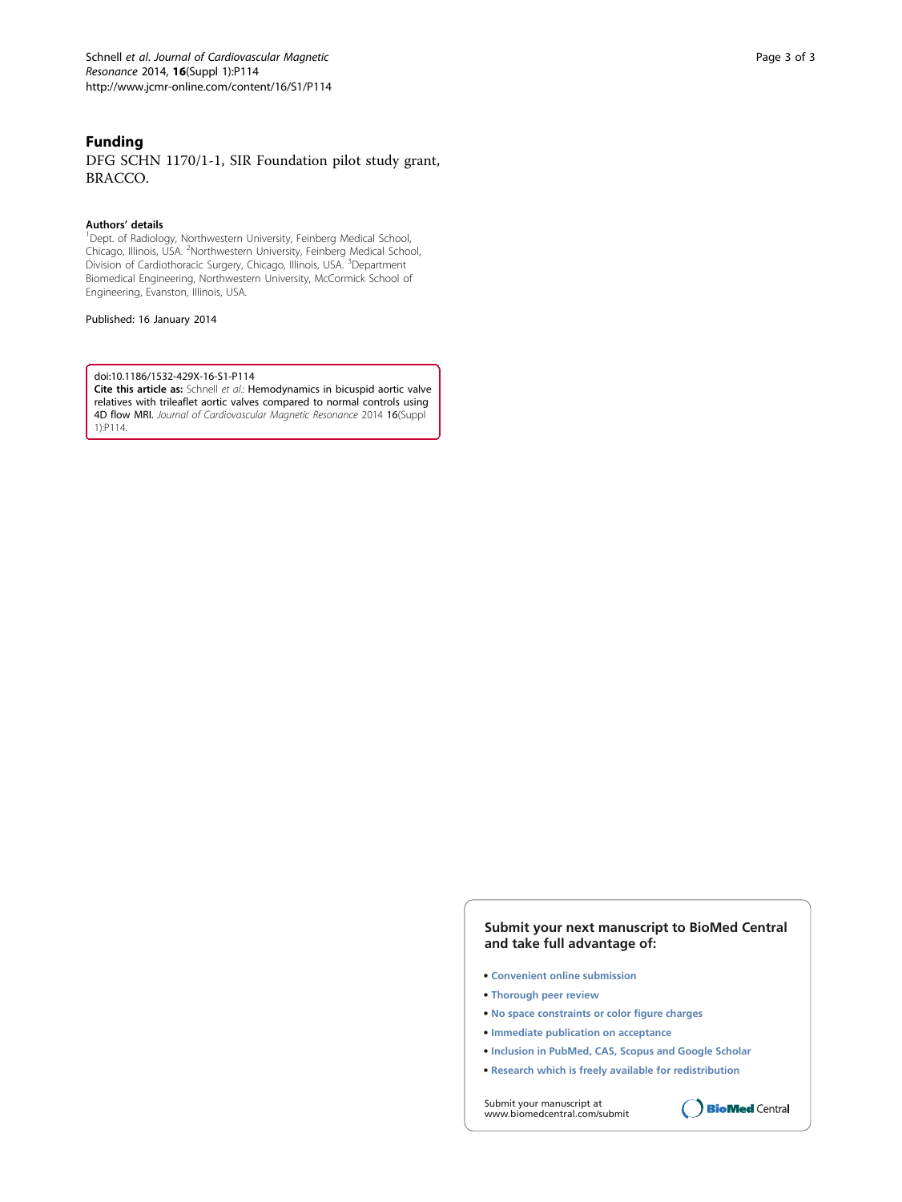## Funding

DFG SCHN 1170/1-1, SIR Foundation pilot study grant, BRACCO.

#### Authors' details

[1]Dept. of Radiology, Northwestern University, Feinberg Medical School, Chicago, Illinois, USA. [2]Northwestern University, Feinberg Medical School, Division of Cardiothoracic Surgery, Chicago, Illinois, USA. [3]Department Biomedical Engineering, Northwestern University, McCormick School of Engineering, Evanston, Illinois, USA.

Published: 16 January 2014

doi:10.1186/1532-429X-16-S1-P114

**Cite this article as:** Schnell *et al.*: Hemodynamics in bicuspid aortic valve relatives with trileaflet aortic valves compared to normal controls using 4D flow MRI. *Journal of Cardiovascular Magnetic Resonance* 2014 **16**(Suppl 1):P114.

**Submit your next manuscript to BioMed Central and take full advantage of:**

- **Convenient online submission**
- **Thorough peer review**
- **No space constraints or color figure charges**
- **Immediate publication on acceptance**
- **Inclusion in PubMed, CAS, Scopus and Google Scholar**
- **Research which is freely available for redistribution**

Submit your manuscript at www.biomedcentral.com/submit

BioMed Central